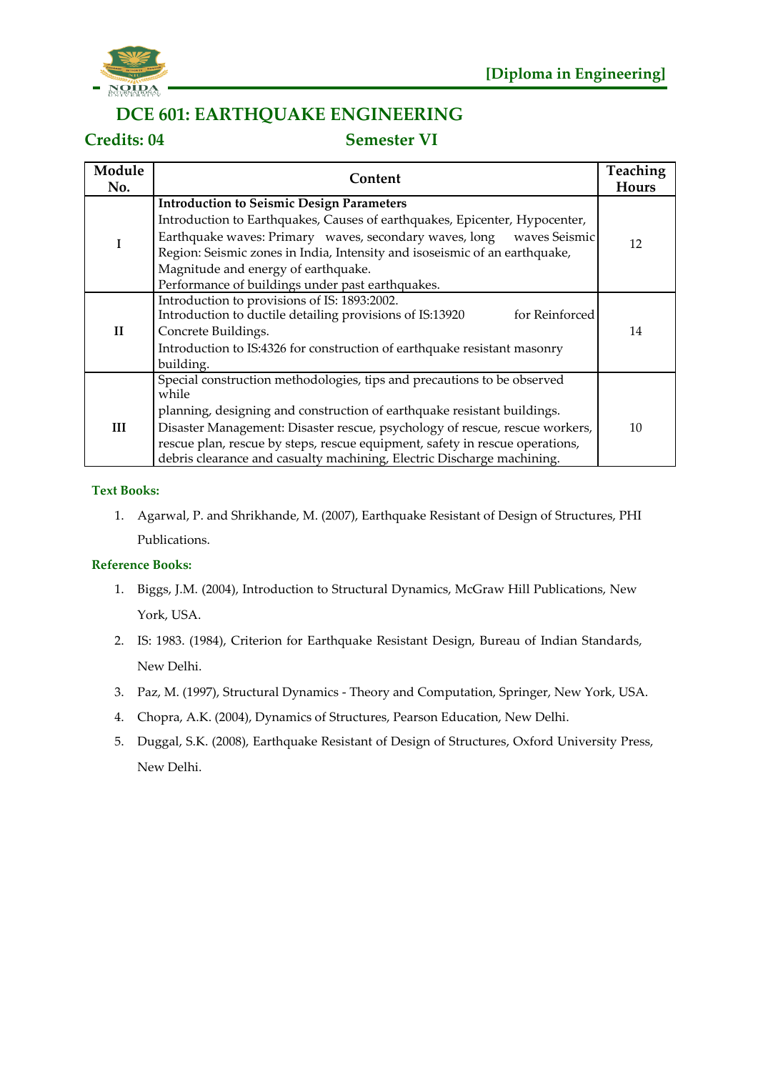[Diploma in Engineering]

# DCE 601: EARTHQUAKE ENGINEERING

**Credits: 04** **Semester VI**

| Module No. | Content | Teaching Hours |
|---|---|---|
| I | **Introduction to Seismic Design Parameters**<br>Introduction to Earthquakes, Causes of earthquakes, Epicenter, Hypocenter, Earthquake waves: Primary waves, secondary waves, long waves Seismic Region: Seismic zones in India, Intensity and isoseismic of an earthquake, Magnitude and energy of earthquake.<br>Performance of buildings under past earthquakes. | 12 |
| II | Introduction to provisions of IS: 1893:2002.<br>Introduction to ductile detailing provisions of IS:13920 for Reinforced Concrete Buildings.<br>Introduction to IS:4326 for construction of earthquake resistant masonry building. | 14 |
| III | Special construction methodologies, tips and precautions to be observed while<br>planning, designing and construction of earthquake resistant buildings.<br>Disaster Management: Disaster rescue, psychology of rescue, rescue workers, rescue plan, rescue by steps, rescue equipment, safety in rescue operations, debris clearance and casualty machining, Electric Discharge machining. | 10 |

**Text Books:**

1. Agarwal, P. and Shrikhande, M. (2007), Earthquake Resistant of Design of Structures, PHI Publications.

**Reference Books:**

1. Biggs, J.M. (2004), Introduction to Structural Dynamics, McGraw Hill Publications, New York, USA.
2. IS: 1983. (1984), Criterion for Earthquake Resistant Design, Bureau of Indian Standards, New Delhi.
3. Paz, M. (1997), Structural Dynamics - Theory and Computation, Springer, New York, USA.
4. Chopra, A.K. (2004), Dynamics of Structures, Pearson Education, New Delhi.
5. Duggal, S.K. (2008), Earthquake Resistant of Design of Structures, Oxford University Press, New Delhi.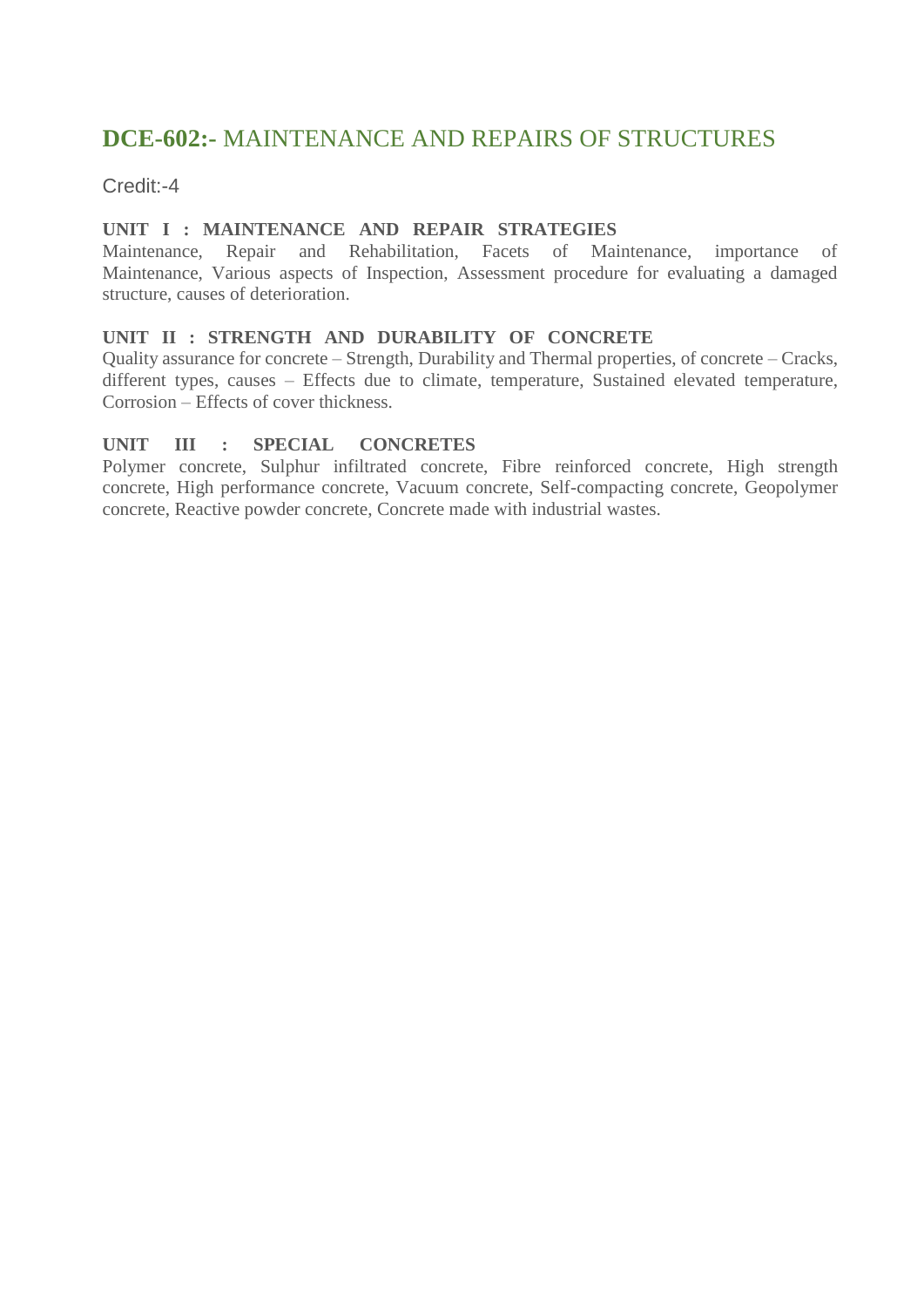## **DCE-602:-** MAINTENANCE AND REPAIRS OF STRUCTURES

Credit:-4

**UNIT I : MAINTENANCE AND REPAIR STRATEGIES**

Maintenance, Repair and Rehabilitation, Facets of Maintenance, importance of Maintenance, Various aspects of Inspection, Assessment procedure for evaluating a damaged structure, causes of deterioration.

**UNIT II : STRENGTH AND DURABILITY OF CONCRETE**

Quality assurance for concrete – Strength, Durability and Thermal properties, of concrete – Cracks, different types, causes – Effects due to climate, temperature, Sustained elevated temperature, Corrosion – Effects of cover thickness.

**UNIT III : SPECIAL CONCRETES**

Polymer concrete, Sulphur infiltrated concrete, Fibre reinforced concrete, High strength concrete, High performance concrete, Vacuum concrete, Self-compacting concrete, Geopolymer concrete, Reactive powder concrete, Concrete made with industrial wastes.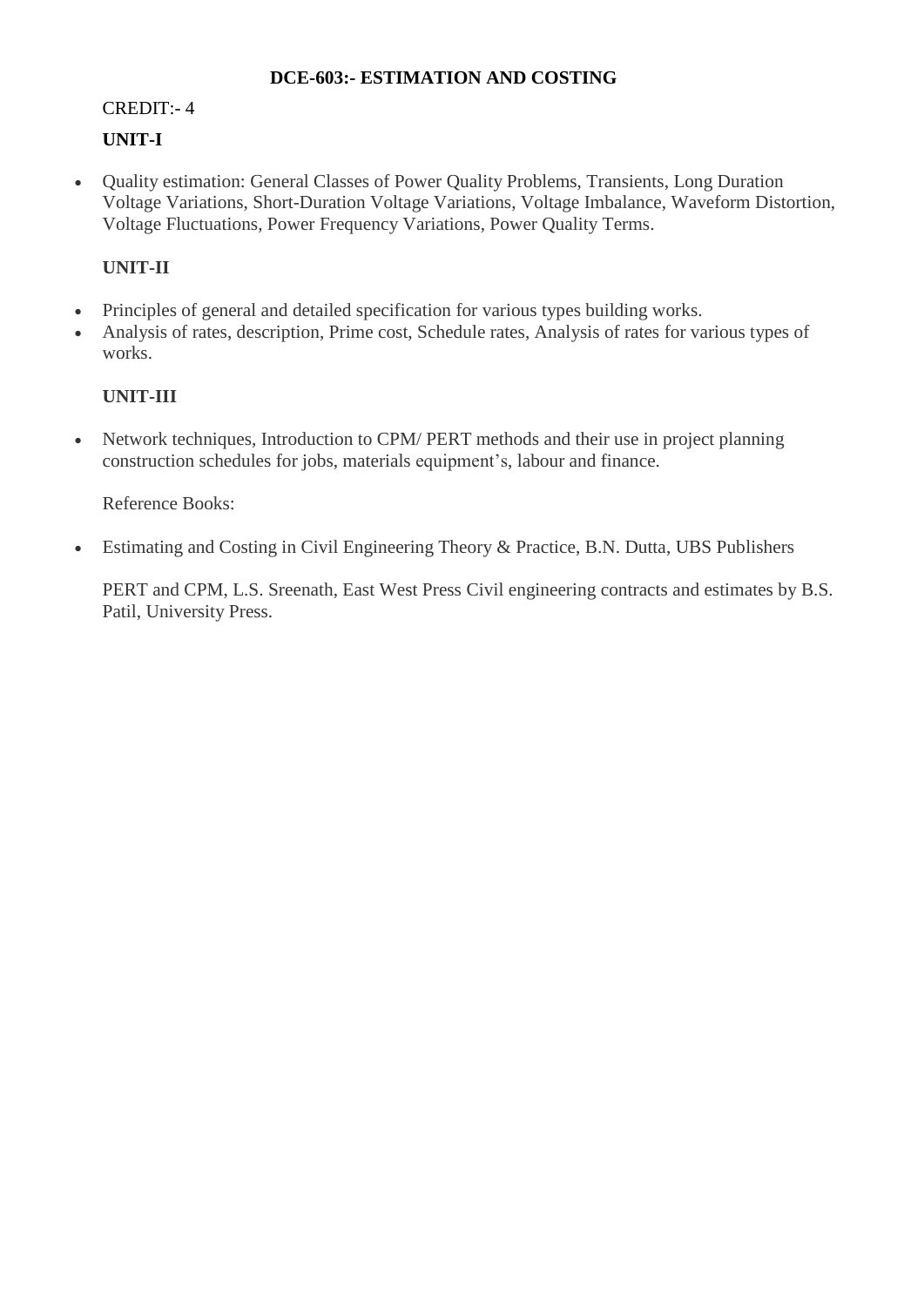## DCE-603:- ESTIMATION AND COSTING

CREDIT:- 4

**UNIT-I**

- Quality estimation: General Classes of Power Quality Problems, Transients, Long Duration Voltage Variations, Short-Duration Voltage Variations, Voltage Imbalance, Waveform Distortion, Voltage Fluctuations, Power Frequency Variations, Power Quality Terms.

**UNIT-II**

- Principles of general and detailed specification for various types building works.
- Analysis of rates, description, Prime cost, Schedule rates, Analysis of rates for various types of works.

**UNIT-III**

- Network techniques, Introduction to CPM/ PERT methods and their use in project planning construction schedules for jobs, materials equipment's, labour and finance.

Reference Books:

- Estimating and Costing in Civil Engineering Theory & Practice, B.N. Dutta, UBS Publishers

PERT and CPM, L.S. Sreenath, East West Press Civil engineering contracts and estimates by B.S. Patil, University Press.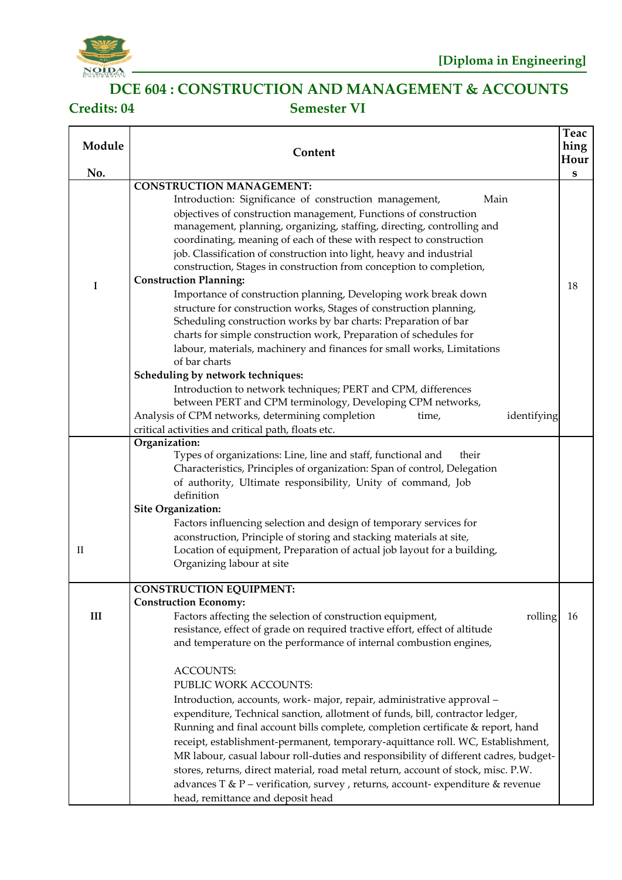# DCE 604 : CONSTRUCTION AND MANAGEMENT & ACCOUNTS

**Credits: 04** **Semester VI**

| Module No. | Content | Teaching Hours |
|---|---|---|
| I | **CONSTRUCTION MANAGEMENT:** Introduction: Significance of construction management, Main objectives of construction management, Functions of construction management, planning, organizing, staffing, directing, controlling and coordinating, meaning of each of these with respect to construction job. Classification of construction into light, heavy and industrial construction, Stages in construction from conception to completion, **Construction Planning:** Importance of construction planning, Developing work break down structure for construction works, Stages of construction planning, Scheduling construction works by bar charts: Preparation of bar charts for simple construction work, Preparation of schedules for labour, materials, machinery and finances for small works, Limitations of bar charts **Scheduling by network techniques:** Introduction to network techniques; PERT and CPM, differences between PERT and CPM terminology, Developing CPM networks, Analysis of CPM networks, determining completion time, identifying critical activities and critical path, floats etc. | 18 |
| II | **Organization:** Types of organizations: Line, line and staff, functional and their Characteristics, Principles of organization: Span of control, Delegation of authority, Ultimate responsibility, Unity of command, Job definition **Site Organization:** Factors influencing selection and design of temporary services for aconstruction, Principle of storing and stacking materials at site, Location of equipment, Preparation of actual job layout for a building, Organizing labour at site | |
| III | **CONSTRUCTION EQUIPMENT:** **Construction Economy:** Factors affecting the selection of construction equipment, rolling resistance, effect of grade on required tractive effort, effect of altitude and temperature on the performance of internal combustion engines, ACCOUNTS: PUBLIC WORK ACCOUNTS: Introduction, accounts, work- major, repair, administrative approval – expenditure, Technical sanction, allotment of funds, bill, contractor ledger, Running and final account bills complete, completion certificate & report, hand receipt, establishment-permanent, temporary-aquittance roll. WC, Establishment, MR labour, casual labour roll-duties and responsibility of different cadres, budget-stores, returns, direct material, road metal return, account of stock, misc. P.W. advances T & P – verification, survey , returns, account- expenditure & revenue head, remittance and deposit head | 16 |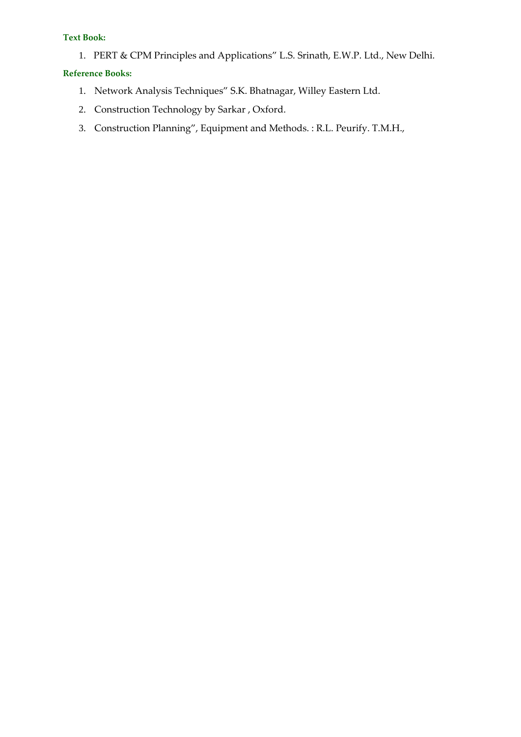**Text Book:**

1. PERT & CPM Principles and Applications" L.S. Srinath, E.W.P. Ltd., New Delhi.

**Reference Books:**

1. Network Analysis Techniques" S.K. Bhatnagar, Willey Eastern Ltd.
2. Construction Technology by Sarkar , Oxford.
3. Construction Planning", Equipment and Methods. : R.L. Peurify. T.M.H.,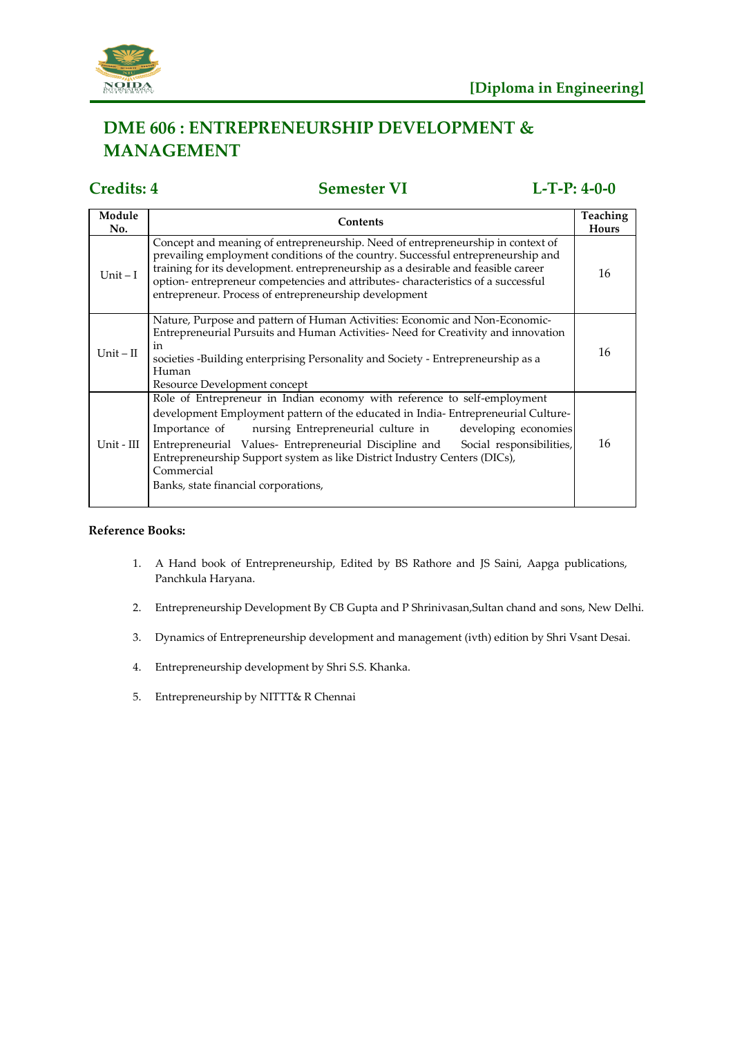[Diploma in Engineering]

# DME 606 : ENTREPRENEURSHIP DEVELOPMENT & MANAGEMENT

**Credits: 4** **Semester VI** **L-T-P: 4-0-0**

| Module No. | Contents | Teaching Hours |
|---|---|---|
| Unit – I | Concept and meaning of entrepreneurship. Need of entrepreneurship in context of prevailing employment conditions of the country. Successful entrepreneurship and training for its development. entrepreneurship as a desirable and feasible career option- entrepreneur competencies and attributes- characteristics of a successful entrepreneur. Process of entrepreneurship development | 16 |
| Unit – II | Nature, Purpose and pattern of Human Activities: Economic and Non-Economic- Entrepreneurial Pursuits and Human Activities- Need for Creativity and innovation in societies -Building enterprising Personality and Society - Entrepreneurship as a Human Resource Development concept | 16 |
| Unit - III | Role of Entrepreneur in Indian economy with reference to self-employment development Employment pattern of the educated in India- Entrepreneurial Culture- Importance of nursing Entrepreneurial culture in developing economies Entrepreneurial Values- Entrepreneurial Discipline and Social responsibilities, Entrepreneurship Support system as like District Industry Centers (DICs), Commercial Banks, state financial corporations, | 16 |

**Reference Books:**

1. A Hand book of Entrepreneurship, Edited by BS Rathore and JS Saini, Aapga publications, Panchkula Haryana.
2. Entrepreneurship Development By CB Gupta and P Shrinivasan,Sultan chand and sons, New Delhi.
3. Dynamics of Entrepreneurship development and management (ivth) edition by Shri Vsant Desai.
4. Entrepreneurship development by Shri S.S. Khanka.
5. Entrepreneurship by NITTT& R Chennai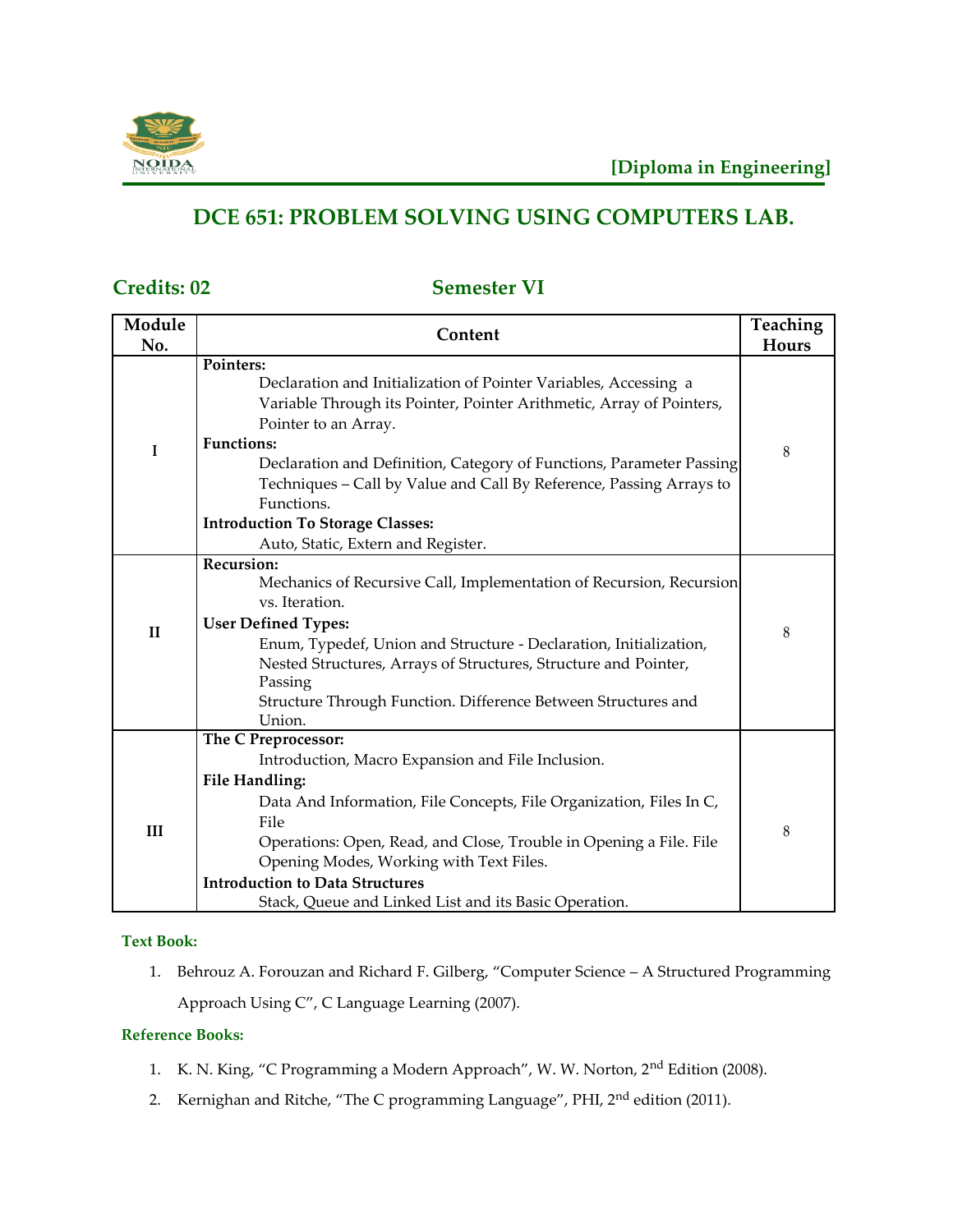**[Diploma in Engineering]**

## DCE 651: PROBLEM SOLVING USING COMPUTERS LAB.

**Credits: 02** **Semester VI**

| Module No. | Content | Teaching Hours |
|---|---|---|
| I | **Pointers:** Declaration and Initialization of Pointer Variables, Accessing a Variable Through its Pointer, Pointer Arithmetic, Array of Pointers, Pointer to an Array. **Functions:** Declaration and Definition, Category of Functions, Parameter Passing Techniques – Call by Value and Call By Reference, Passing Arrays to Functions. **Introduction To Storage Classes:** Auto, Static, Extern and Register. | 8 |
| II | **Recursion:** Mechanics of Recursive Call, Implementation of Recursion, Recursion vs. Iteration. **User Defined Types:** Enum, Typedef, Union and Structure - Declaration, Initialization, Nested Structures, Arrays of Structures, Structure and Pointer, Passing Structure Through Function. Difference Between Structures and Union. | 8 |
| III | **The C Preprocessor:** Introduction, Macro Expansion and File Inclusion. **File Handling:** Data And Information, File Concepts, File Organization, Files In C, File Operations: Open, Read, and Close, Trouble in Opening a File. File Opening Modes, Working with Text Files. **Introduction to Data Structures** Stack, Queue and Linked List and its Basic Operation. | 8 |

**Text Book:**

1. Behrouz A. Forouzan and Richard F. Gilberg, "Computer Science – A Structured Programming Approach Using C", C Language Learning (2007).

**Reference Books:**

1. K. N. King, "C Programming a Modern Approach", W. W. Norton, 2nd Edition (2008).
2. Kernighan and Ritche, "The C programming Language", PHI, 2nd edition (2011).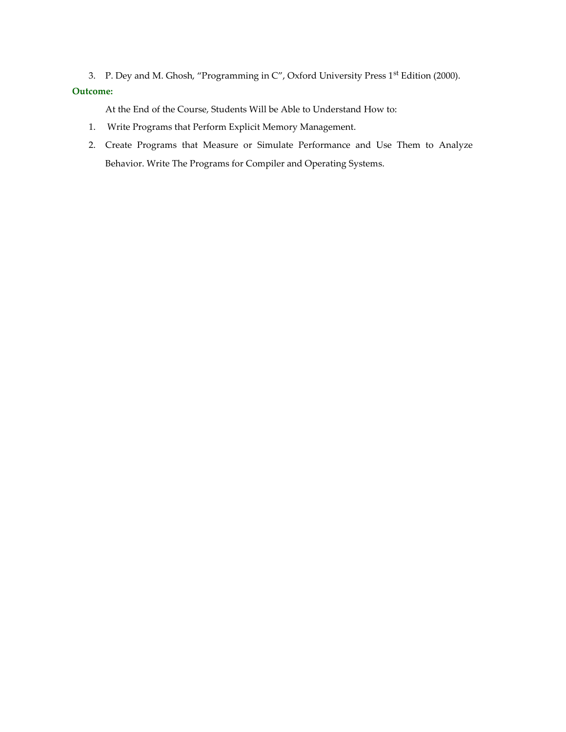3. P. Dey and M. Ghosh, "Programming in C", Oxford University Press 1st Edition (2000).

**Outcome:**

At the End of the Course, Students Will be Able to Understand How to:

1. Write Programs that Perform Explicit Memory Management.
2. Create Programs that Measure or Simulate Performance and Use Them to Analyze Behavior. Write The Programs for Compiler and Operating Systems.